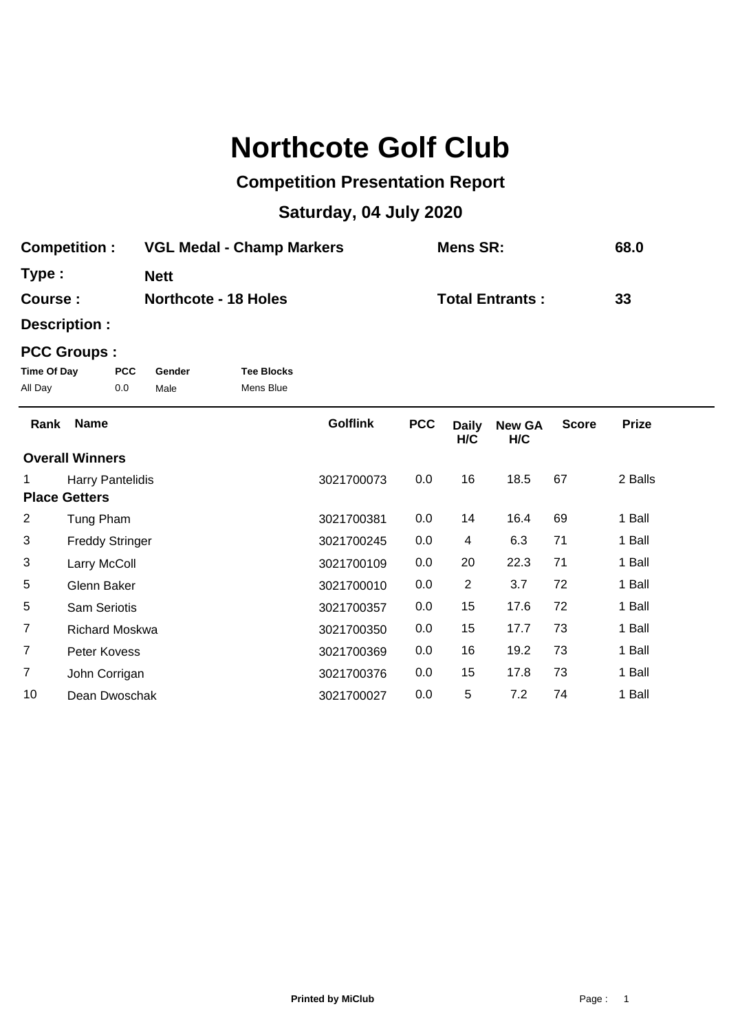# Northcote Golf Club

## Competition Presentation Report

## Saturday, 04 July 2020

**Competition :** **VGL Medal - Champ Markers** **Mens SR:** **68.0**

**Type :** **Nett**

**Course :** **Northcote - 18 Holes** **Total Entrants :** **33**

**Description :**

**PCC Groups :**

| Time Of Day | PCC | Gender | Tee Blocks |
|---|---|---|---|
| All Day | 0.0 | Male | Mens Blue |

| Rank | Name | Golflink | PCC | Daily H/C | New GA H/C | Score | Prize |
|---|---|---|---|---|---|---|---|
| **Overall Winners** | | | | | | | |
| 1 | Harry Pantelidis | 3021700073 | 0.0 | 16 | 18.5 | 67 | 2 Balls |
| **Place Getters** | | | | | | | |
| 2 | Tung Pham | 3021700381 | 0.0 | 14 | 16.4 | 69 | 1 Ball |
| 3 | Freddy Stringer | 3021700245 | 0.0 | 4 | 6.3 | 71 | 1 Ball |
| 3 | Larry McColl | 3021700109 | 0.0 | 20 | 22.3 | 71 | 1 Ball |
| 5 | Glenn Baker | 3021700010 | 0.0 | 2 | 3.7 | 72 | 1 Ball |
| 5 | Sam Seriotis | 3021700357 | 0.0 | 15 | 17.6 | 72 | 1 Ball |
| 7 | Richard Moskwa | 3021700350 | 0.0 | 15 | 17.7 | 73 | 1 Ball |
| 7 | Peter Kovess | 3021700369 | 0.0 | 16 | 19.2 | 73 | 1 Ball |
| 7 | John Corrigan | 3021700376 | 0.0 | 15 | 17.8 | 73 | 1 Ball |
| 10 | Dean Dwoschak | 3021700027 | 0.0 | 5 | 7.2 | 74 | 1 Ball |

**Printed by MiClub**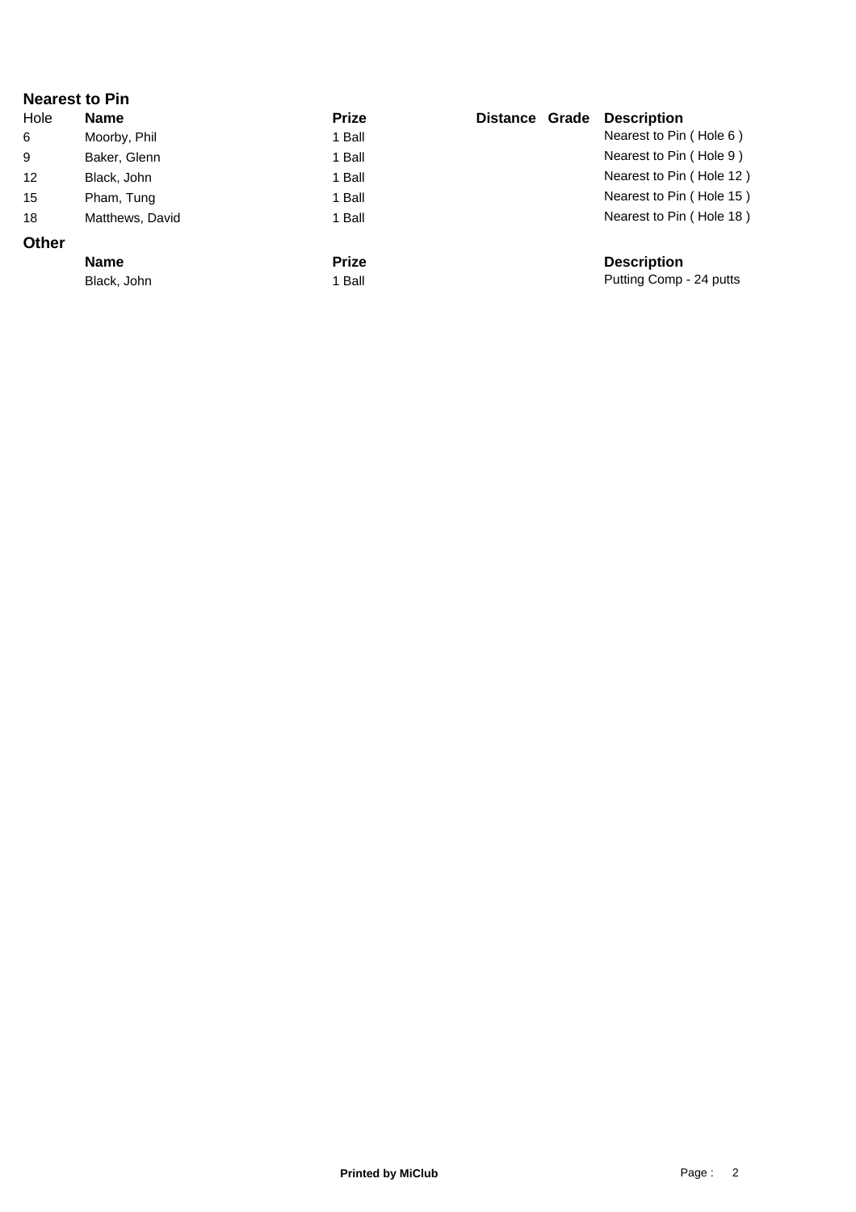## Nearest to Pin

| Hole | Name | Prize | Distance | Grade | Description |
| --- | --- | --- | --- | --- | --- |
| 6 | Moorby, Phil | 1 Ball | | | Nearest to Pin ( Hole 6 ) |
| 9 | Baker, Glenn | 1 Ball | | | Nearest to Pin ( Hole 9 ) |
| 12 | Black, John | 1 Ball | | | Nearest to Pin ( Hole 12 ) |
| 15 | Pham, Tung | 1 Ball | | | Nearest to Pin ( Hole 15 ) |
| 18 | Matthews, David | 1 Ball | | | Nearest to Pin ( Hole 18 ) |

## Other

| Name | Prize | Description |
| --- | --- | --- |
| Black, John | 1 Ball | Putting Comp - 24 putts |

**Printed by MiClub**